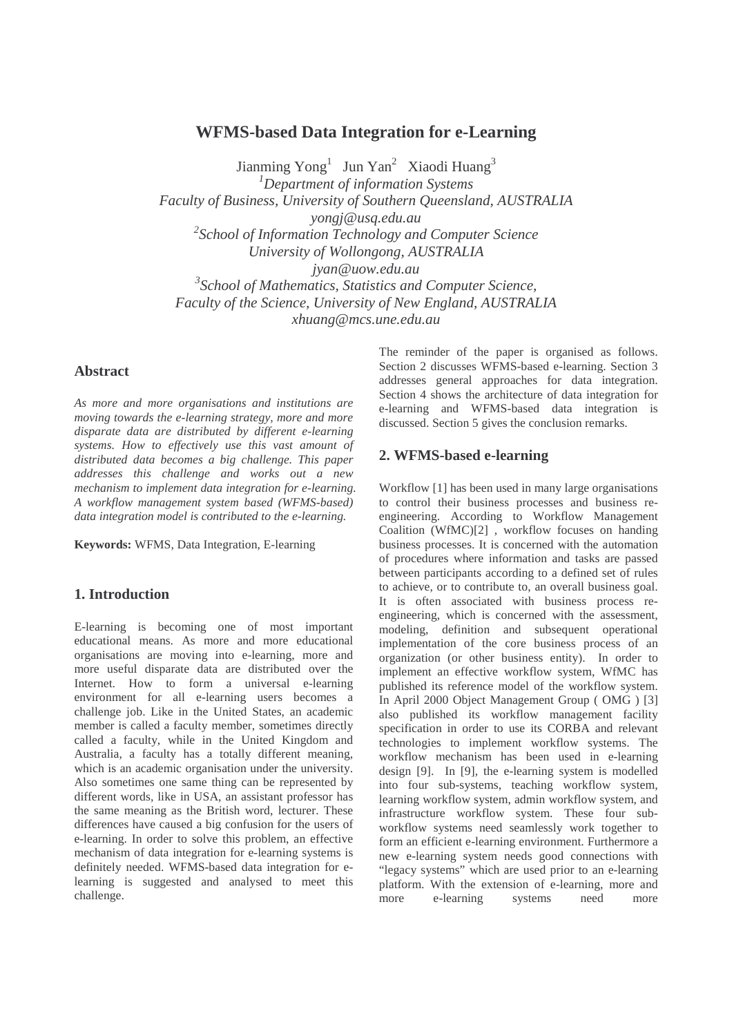# WFMS-based Data Integration for e-Learning

Jianming Yong[1] Jun Yan[2] Xiaodi Huang[3]

[1]*Department of information Systems*
*Faculty of Business, University of Southern Queensland, AUSTRALIA*
*yongj@usq.edu.au*

[2]*School of Information Technology and Computer Science*
*University of Wollongong, AUSTRALIA*
*jyan@uow.edu.au*

[3]*School of Mathematics, Statistics and Computer Science,*
*Faculty of the Science, University of New England, AUSTRALIA*
*xhuang@mcs.une.edu.au*

## Abstract

*As more and more organisations and institutions are moving towards the e-learning strategy, more and more disparate data are distributed by different e-learning systems. How to effectively use this vast amount of distributed data becomes a big challenge. This paper addresses this challenge and works out a new mechanism to implement data integration for e-learning. A workflow management system based (WFMS-based) data integration model is contributed to the e-learning.*

**Keywords:** WFMS, Data Integration, E-learning

## 1. Introduction

E-learning is becoming one of most important educational means. As more and more educational organisations are moving into e-learning, more and more useful disparate data are distributed over the Internet. How to form a universal e-learning environment for all e-learning users becomes a challenge job. Like in the United States, an academic member is called a faculty member, sometimes directly called a faculty, while in the United Kingdom and Australia, a faculty has a totally different meaning, which is an academic organisation under the university. Also sometimes one same thing can be represented by different words, like in USA, an assistant professor has the same meaning as the British word, lecturer. These differences have caused a big confusion for the users of e-learning. In order to solve this problem, an effective mechanism of data integration for e-learning systems is definitely needed. WFMS-based data integration for e-learning is suggested and analysed to meet this challenge.

The reminder of the paper is organised as follows. Section 2 discusses WFMS-based e-learning. Section 3 addresses general approaches for data integration. Section 4 shows the architecture of data integration for e-learning and WFMS-based data integration is discussed. Section 5 gives the conclusion remarks.

## 2. WFMS-based e-learning

Workflow [1] has been used in many large organisations to control their business processes and business re-engineering. According to Workflow Management Coalition (WfMC)[2] , workflow focuses on handing business processes. It is concerned with the automation of procedures where information and tasks are passed between participants according to a defined set of rules to achieve, or to contribute to, an overall business goal. It is often associated with business process re-engineering, which is concerned with the assessment, modeling, definition and subsequent operational implementation of the core business process of an organization (or other business entity). In order to implement an effective workflow system, WfMC has published its reference model of the workflow system. In April 2000 Object Management Group ( OMG ) [3] also published its workflow management facility specification in order to use its CORBA and relevant technologies to implement workflow systems. The workflow mechanism has been used in e-learning design [9]. In [9], the e-learning system is modelled into four sub-systems, teaching workflow system, learning workflow system, admin workflow system, and infrastructure workflow system. These four sub-workflow systems need seamlessly work together to form an efficient e-learning environment. Furthermore a new e-learning system needs good connections with "legacy systems" which are used prior to an e-learning platform. With the extension of e-learning, more and more e-learning systems need more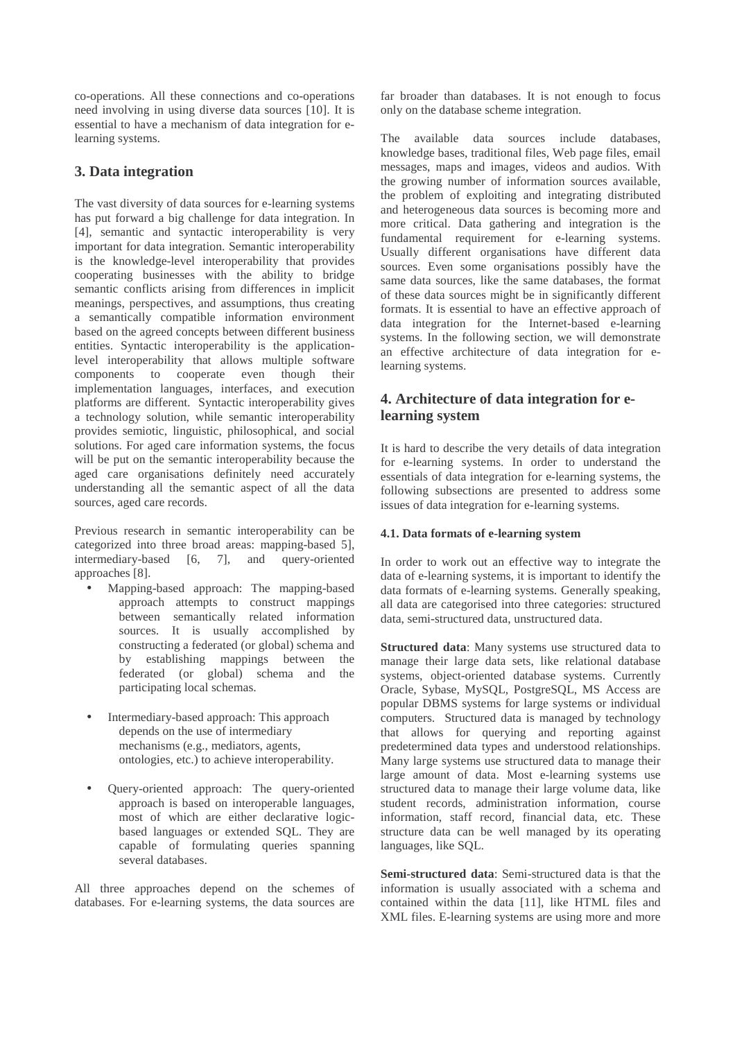co-operations. All these connections and co-operations need involving in using diverse data sources [10]. It is essential to have a mechanism of data integration for e-learning systems.

## 3. Data integration

The vast diversity of data sources for e-learning systems has put forward a big challenge for data integration. In [4], semantic and syntactic interoperability is very important for data integration. Semantic interoperability is the knowledge-level interoperability that provides cooperating businesses with the ability to bridge semantic conflicts arising from differences in implicit meanings, perspectives, and assumptions, thus creating a semantically compatible information environment based on the agreed concepts between different business entities. Syntactic interoperability is the application-level interoperability that allows multiple software components to cooperate even though their implementation languages, interfaces, and execution platforms are different. Syntactic interoperability gives a technology solution, while semantic interoperability provides semiotic, linguistic, philosophical, and social solutions. For aged care information systems, the focus will be put on the semantic interoperability because the aged care organisations definitely need accurately understanding all the semantic aspect of all the data sources, aged care records.

Previous research in semantic interoperability can be categorized into three broad areas: mapping-based 5], intermediary-based [6, 7], and query-oriented approaches [8].

- Mapping-based approach: The mapping-based approach attempts to construct mappings between semantically related information sources. It is usually accomplished by constructing a federated (or global) schema and by establishing mappings between the federated (or global) schema and the participating local schemas.
- Intermediary-based approach: This approach depends on the use of intermediary mechanisms (e.g., mediators, agents, ontologies, etc.) to achieve interoperability.
- Query-oriented approach: The query-oriented approach is based on interoperable languages, most of which are either declarative logic-based languages or extended SQL. They are capable of formulating queries spanning several databases.

All three approaches depend on the schemes of databases. For e-learning systems, the data sources are far broader than databases. It is not enough to focus only on the database scheme integration.

The available data sources include databases, knowledge bases, traditional files, Web page files, email messages, maps and images, videos and audios. With the growing number of information sources available, the problem of exploiting and integrating distributed and heterogeneous data sources is becoming more and more critical. Data gathering and integration is the fundamental requirement for e-learning systems. Usually different organisations have different data sources. Even some organisations possibly have the same data sources, like the same databases, the format of these data sources might be in significantly different formats. It is essential to have an effective approach of data integration for the Internet-based e-learning systems. In the following section, we will demonstrate an effective architecture of data integration for e-learning systems.

## 4. Architecture of data integration for e-learning system

It is hard to describe the very details of data integration for e-learning systems. In order to understand the essentials of data integration for e-learning systems, the following subsections are presented to address some issues of data integration for e-learning systems.

### 4.1. Data formats of e-learning system

In order to work out an effective way to integrate the data of e-learning systems, it is important to identify the data formats of e-learning systems. Generally speaking, all data are categorised into three categories: structured data, semi-structured data, unstructured data.

**Structured data**: Many systems use structured data to manage their large data sets, like relational database systems, object-oriented database systems. Currently Oracle, Sybase, MySQL, PostgreSQL, MS Access are popular DBMS systems for large systems or individual computers. Structured data is managed by technology that allows for querying and reporting against predetermined data types and understood relationships. Many large systems use structured data to manage their large amount of data. Most e-learning systems use structured data to manage their large volume data, like student records, administration information, course information, staff record, financial data, etc. These structure data can be well managed by its operating languages, like SQL.

**Semi-structured data**: Semi-structured data is that the information is usually associated with a schema and contained within the data [11], like HTML files and XML files. E-learning systems are using more and more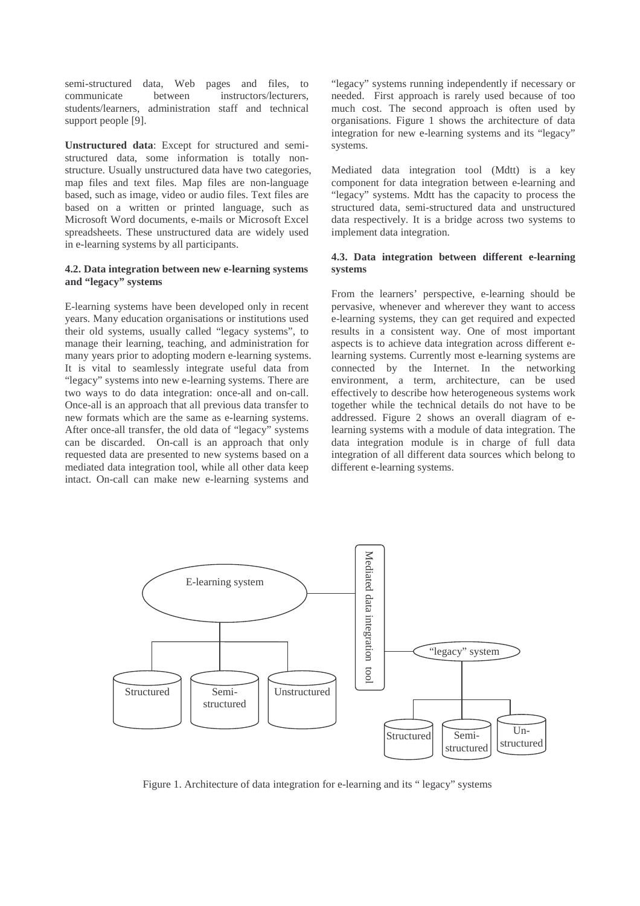semi-structured data, Web pages and files, to communicate between instructors/lecturers, students/learners, administration staff and technical support people [9].

**Unstructured data**: Except for structured and semi-structured data, some information is totally non-structure. Usually unstructured data have two categories, map files and text files. Map files are non-language based, such as image, video or audio files. Text files are based on a written or printed language, such as Microsoft Word documents, e-mails or Microsoft Excel spreadsheets. These unstructured data are widely used in e-learning systems by all participants.

### 4.2. Data integration between new e-learning systems and "legacy" systems

E-learning systems have been developed only in recent years. Many education organisations or institutions used their old systems, usually called "legacy systems", to manage their learning, teaching, and administration for many years prior to adopting modern e-learning systems. It is vital to seamlessly integrate useful data from "legacy" systems into new e-learning systems. There are two ways to do data integration: once-all and on-call. Once-all is an approach that all previous data transfer to new formats which are the same as e-learning systems. After once-all transfer, the old data of "legacy" systems can be discarded. On-call is an approach that only requested data are presented to new systems based on a mediated data integration tool, while all other data keep intact. On-call can make new e-learning systems and "legacy" systems running independently if necessary or needed. First approach is rarely used because of too much cost. The second approach is often used by organisations. Figure 1 shows the architecture of data integration for new e-learning systems and its "legacy" systems.

Mediated data integration tool (Mdtt) is a key component for data integration between e-learning and "legacy" systems. Mdtt has the capacity to process the structured data, semi-structured data and unstructured data respectively. It is a bridge across two systems to implement data integration.

### 4.3. Data integration between different e-learning systems

From the learners' perspective, e-learning should be pervasive, whenever and wherever they want to access e-learning systems, they can get required and expected results in a consistent way. One of most important aspects is to achieve data integration across different e-learning systems. Currently most e-learning systems are connected by the Internet. In the networking environment, a term, architecture, can be used effectively to describe how heterogeneous systems work together while the technical details do not have to be addressed. Figure 2 shows an overall diagram of e-learning systems with a module of data integration. The data integration module is in charge of full data integration of all different data sources which belong to different e-learning systems.

E-learning system

Structured

Semi-structured

Unstructured

Mediated data integration tool

"legacy" system

Structured

Semi-structured

Un-structured

Figure 1. Architecture of data integration for e-learning and its " legacy" systems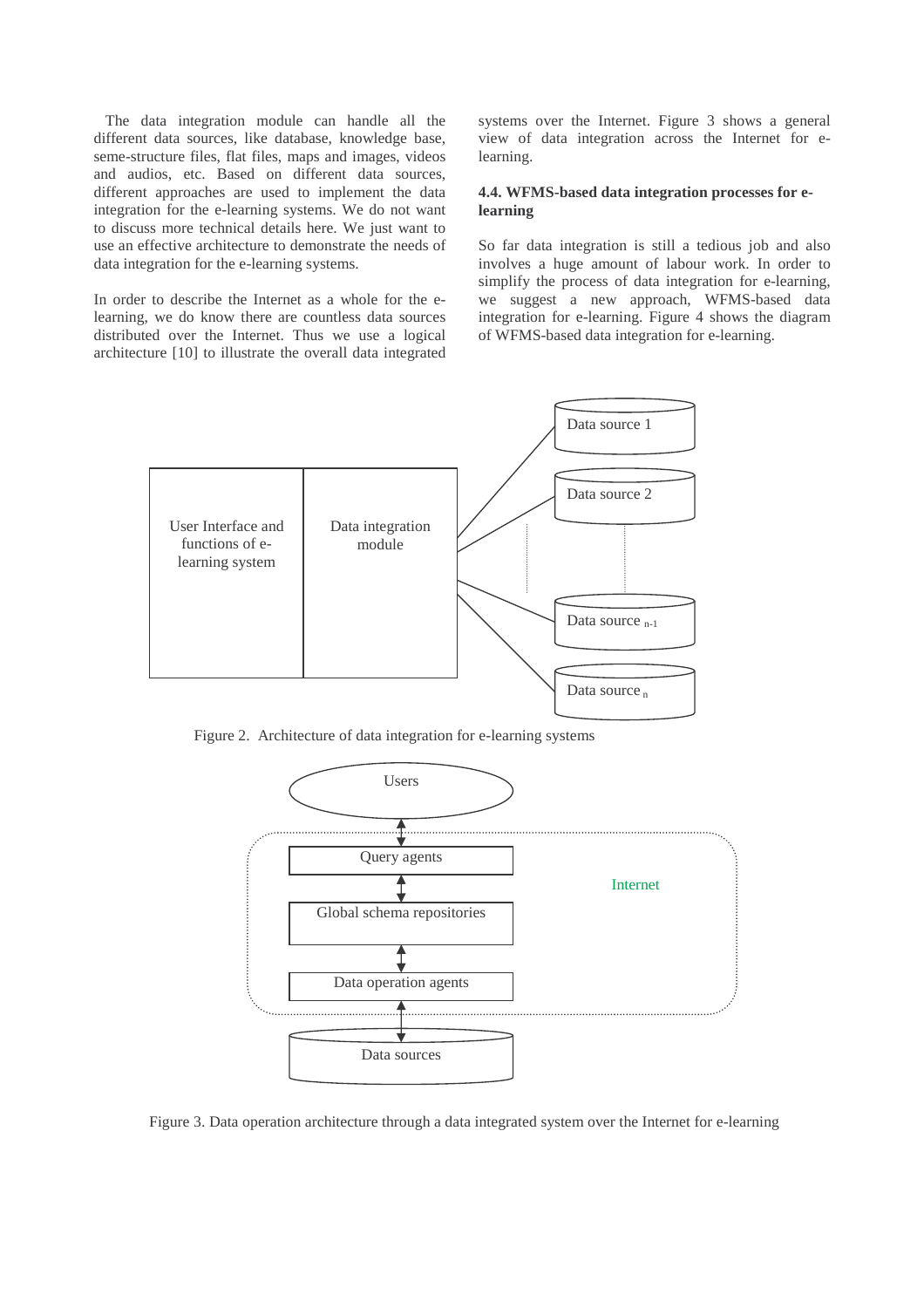The data integration module can handle all the different data sources, like database, knowledge base, seme-structure files, flat files, maps and images, videos and audios, etc. Based on different data sources, different approaches are used to implement the data integration for the e-learning systems. We do not want to discuss more technical details here. We just want to use an effective architecture to demonstrate the needs of data integration for the e-learning systems.

In order to describe the Internet as a whole for the e-learning, we do know there are countless data sources distributed over the Internet. Thus we use a logical architecture [10] to illustrate the overall data integrated systems over the Internet. Figure 3 shows a general view of data integration across the Internet for e-learning.

### 4.4. WFMS-based data integration processes for e-learning

So far data integration is still a tedious job and also involves a huge amount of labour work. In order to simplify the process of data integration for e-learning, we suggest a new approach, WFMS-based data integration for e-learning. Figure 4 shows the diagram of WFMS-based data integration for e-learning.

Figure 2. Architecture of data integration for e-learning systems

Figure 3. Data operation architecture through a data integrated system over the Internet for e-learning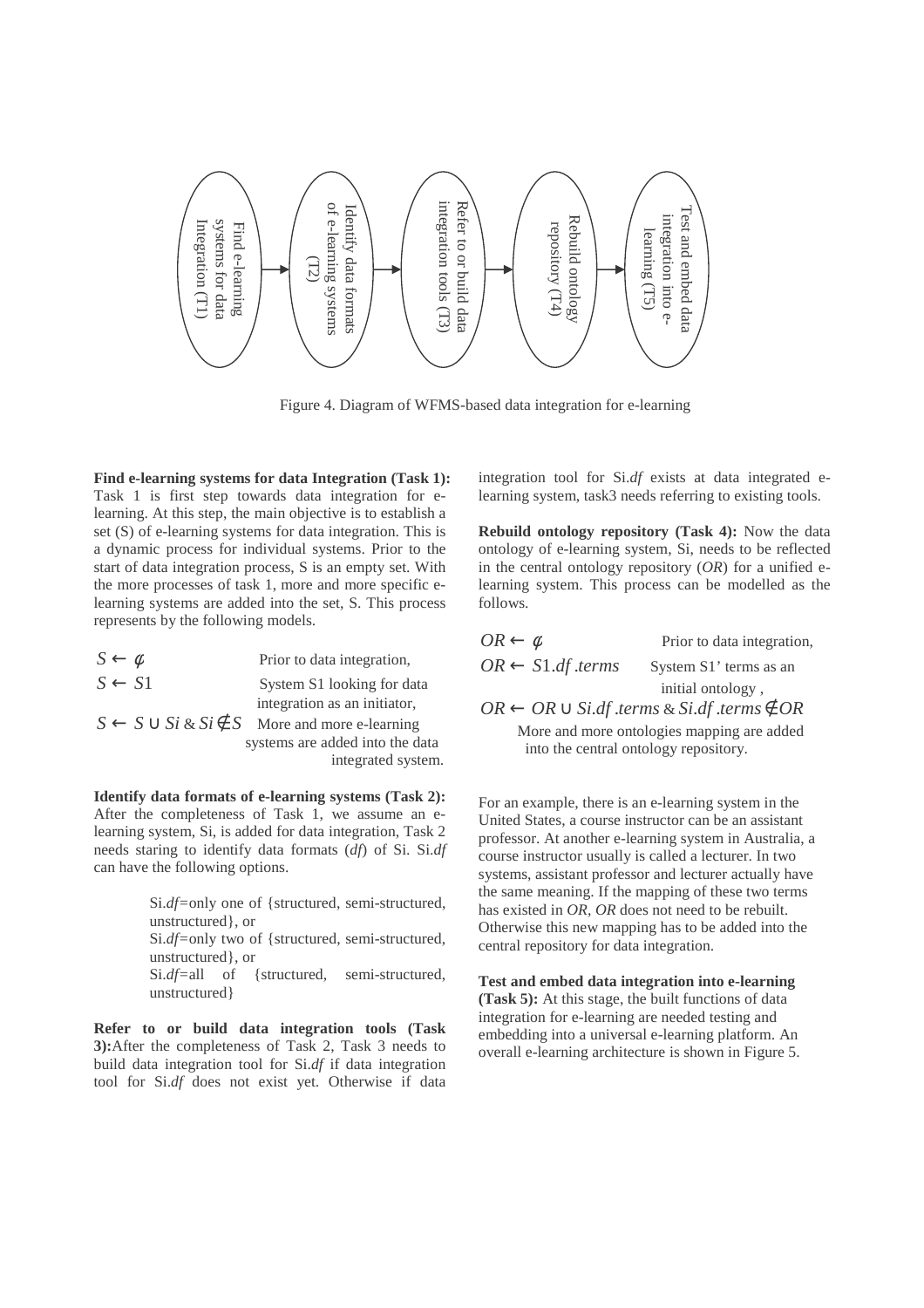Find e-learning systems for data Integration (T1) → Identify data formats of e-learning systems (T2) → Refer to or build data integration tools (T3) → Rebuild ontology repository (T4) → Test and embed data integration into e-learning (T5)

Figure 4. Diagram of WFMS-based data integration for e-learning

**Find e-learning systems for data Integration (Task 1):** Task 1 is first step towards data integration for e-learning. At this step, the main objective is to establish a set (S) of e-learning systems for data integration. This is a dynamic process for individual systems. Prior to the start of data integration process, S is an empty set. With the more processes of task 1, more and more specific e-learning systems are added into the set, S. This process represents by the following models.

$S \leftarrow \phi$ Prior to data integration,

$S \leftarrow S1$ System S1 looking for data integration as an initiator,

$S \leftarrow S \cup Si \;\&\; Si \notin S$ More and more e-learning systems are added into the data integrated system.

**Identify data formats of e-learning systems (Task 2):** After the completeness of Task 1, we assume an e-learning system, Si, is added for data integration, Task 2 needs staring to identify data formats (*df*) of Si. Si.*df* can have the following options.

> Si.*df*=only one of {structured, semi-structured, unstructured}, or
> Si.*df*=only two of {structured, semi-structured, unstructured}, or
> Si.*df*=all of {structured, semi-structured, unstructured}

**Refer to or build data integration tools (Task 3):** After the completeness of Task 2, Task 3 needs to build data integration tool for Si.*df* if data integration tool for Si.*df* does not exist yet. Otherwise if data integration tool for Si.*df* exists at data integrated e-learning system, task3 needs referring to existing tools.

**Rebuild ontology repository (Task 4):** Now the data ontology of e-learning system, Si, needs to be reflected in the central ontology repository (*OR*) for a unified e-learning system. This process can be modelled as the follows.

$OR \leftarrow \phi$ Prior to data integration,

$OR \leftarrow S1.df.terms$ System S1' terms as an initial ontology ,

$OR \leftarrow OR \cup Si.df.terms \;\&\; Si.df.terms \notin OR$

More and more ontologies mapping are added into the central ontology repository.

For an example, there is an e-learning system in the United States, a course instructor can be an assistant professor. At another e-learning system in Australia, a course instructor usually is called a lecturer. In two systems, assistant professor and lecturer actually have the same meaning. If the mapping of these two terms has existed in *OR*, *OR* does not need to be rebuilt. Otherwise this new mapping has to be added into the central repository for data integration.

**Test and embed data integration into e-learning (Task 5):** At this stage, the built functions of data integration for e-learning are needed testing and embedding into a universal e-learning platform. An overall e-learning architecture is shown in Figure 5.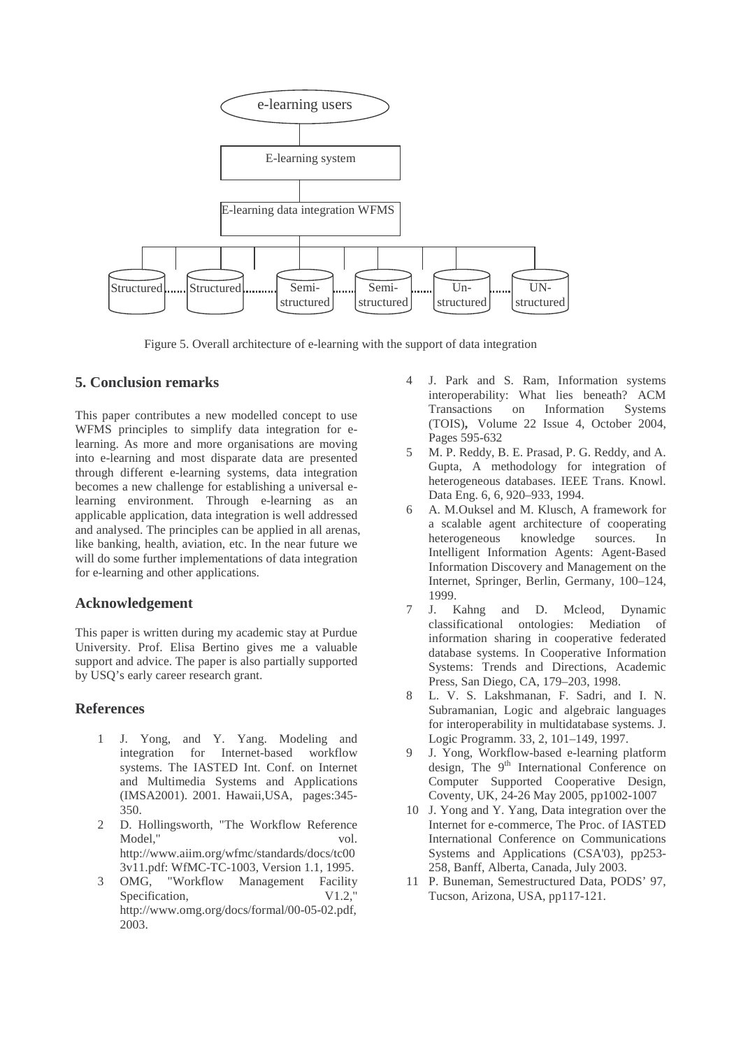e-learning users

E-learning system

E-learning data integration WFMS

Structured

Structured

Semi-structured

Semi-structured

Un-structured

UN-structured

Figure 5. Overall architecture of e-learning with the support of data integration

## 5. Conclusion remarks

This paper contributes a new modelled concept to use WFMS principles to simplify data integration for e-learning. As more and more organisations are moving into e-learning and most disparate data are presented through different e-learning systems, data integration becomes a new challenge for establishing a universal e-learning environment. Through e-learning as an applicable application, data integration is well addressed and analysed. The principles can be applied in all arenas, like banking, health, aviation, etc. In the near future we will do some further implementations of data integration for e-learning and other applications.

## Acknowledgement

This paper is written during my academic stay at Purdue University. Prof. Elisa Bertino gives me a valuable support and advice. The paper is also partially supported by USQ's early career research grant.

## References

1. J. Yong, and Y. Yang. Modeling and integration for Internet-based workflow systems. The IASTED Int. Conf. on Internet and Multimedia Systems and Applications (IMSA2001). 2001. Hawaii,USA, pages:345-350.
2. D. Hollingsworth, "The Workflow Reference Model," vol. http://www.aiim.org/wfmc/standards/docs/tc003v11.pdf: WfMC-TC-1003, Version 1.1, 1995.
3. OMG, "Workflow Management Facility Specification, V1.2," http://www.omg.org/docs/formal/00-05-02.pdf, 2003.
4. J. Park and S. Ram, Information systems interoperability: What lies beneath? ACM Transactions on Information Systems (TOIS)**,** Volume 22 Issue 4, October 2004, Pages 595-632
5. M. P. Reddy, B. E. Prasad, P. G. Reddy, and A. Gupta, A methodology for integration of heterogeneous databases. IEEE Trans. Knowl. Data Eng. 6, 6, 920–933, 1994.
6. A. M.Ouksel and M. Klusch, A framework for a scalable agent architecture of cooperating heterogeneous knowledge sources. In Intelligent Information Agents: Agent-Based Information Discovery and Management on the Internet, Springer, Berlin, Germany, 100–124, 1999.
7. J. Kahng and D. Mcleod, Dynamic classificational ontologies: Mediation of information sharing in cooperative federated database systems. In Cooperative Information Systems: Trends and Directions, Academic Press, San Diego, CA, 179–203, 1998.
8. L. V. S. Lakshmanan, F. Sadri, and I. N. Subramanian, Logic and algebraic languages for interoperability in multidatabase systems. J. Logic Programm. 33, 2, 101–149, 1997.
9. J. Yong, Workflow-based e-learning platform design, The 9th International Conference on Computer Supported Cooperative Design, Coventy, UK, 24-26 May 2005, pp1002-1007
10. J. Yong and Y. Yang, Data integration over the Internet for e-commerce, The Proc. of IASTED International Conference on Communications Systems and Applications (CSA'03), pp253-258, Banff, Alberta, Canada, July 2003.
11. P. Buneman, Semestructured Data, PODS' 97, Tucson, Arizona, USA, pp117-121.